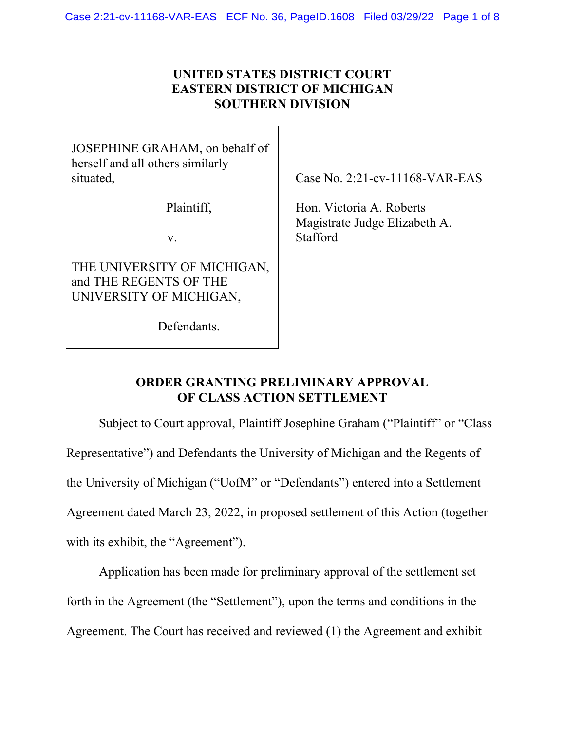**UNITED STATES DISTRICT COURT**
**EASTERN DISTRICT OF MICHIGAN**
**SOUTHERN DIVISION**

JOSEPHINE GRAHAM, on behalf of herself and all others similarly situated,

Plaintiff,

v.

THE UNIVERSITY OF MICHIGAN, and THE REGENTS OF THE UNIVERSITY OF MICHIGAN,

Defendants.

Case No. 2:21-cv-11168-VAR-EAS

Hon. Victoria A. Roberts
Magistrate Judge Elizabeth A. Stafford

**ORDER GRANTING PRELIMINARY APPROVAL OF CLASS ACTION SETTLEMENT**

Subject to Court approval, Plaintiff Josephine Graham ("Plaintiff" or "Class Representative") and Defendants the University of Michigan and the Regents of the University of Michigan ("UofM" or "Defendants") entered into a Settlement Agreement dated March 23, 2022, in proposed settlement of this Action (together with its exhibit, the "Agreement").

Application has been made for preliminary approval of the settlement set forth in the Agreement (the "Settlement"), upon the terms and conditions in the Agreement. The Court has received and reviewed (1) the Agreement and exhibit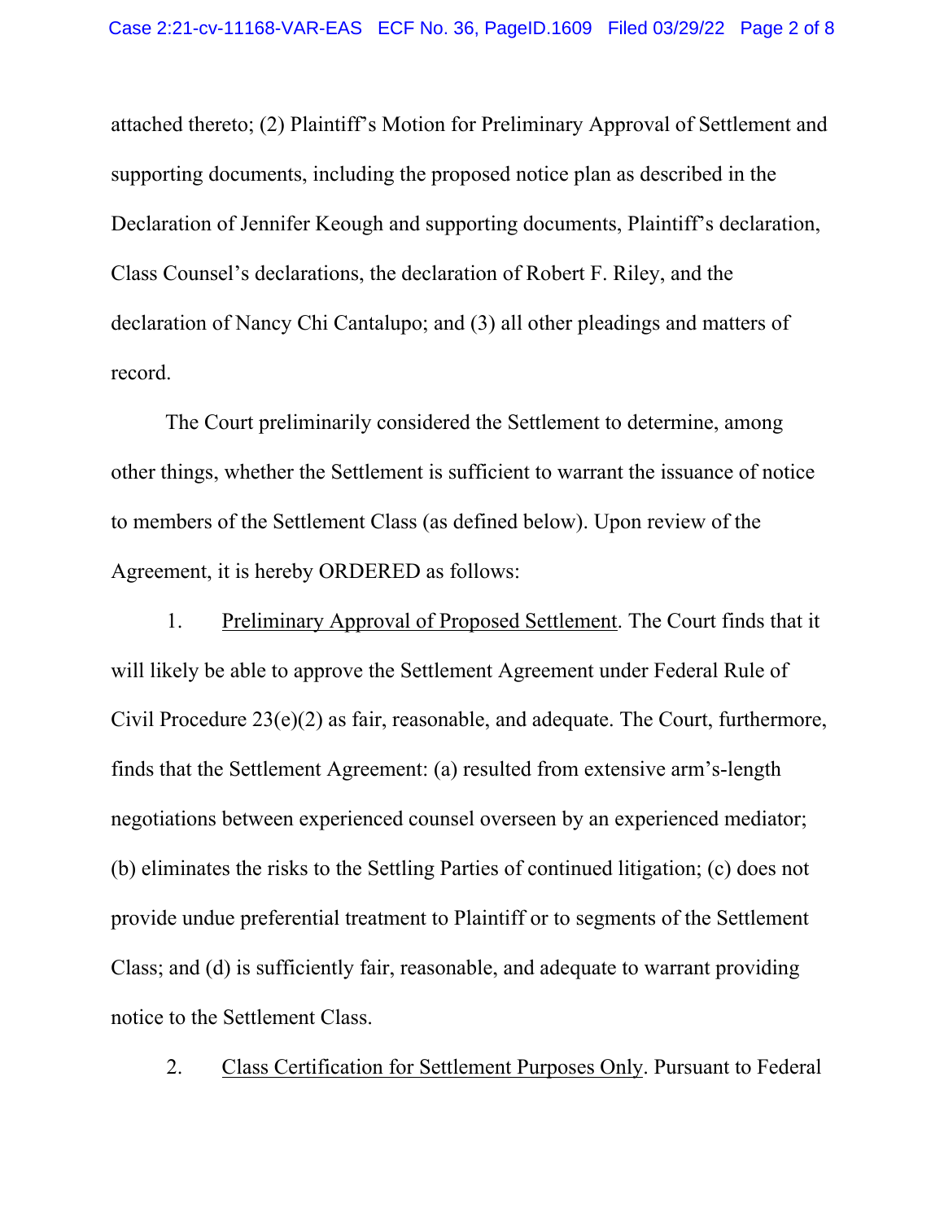attached thereto; (2) Plaintiff's Motion for Preliminary Approval of Settlement and supporting documents, including the proposed notice plan as described in the Declaration of Jennifer Keough and supporting documents, Plaintiff's declaration, Class Counsel's declarations, the declaration of Robert F. Riley, and the declaration of Nancy Chi Cantalupo; and (3) all other pleadings and matters of record.

The Court preliminarily considered the Settlement to determine, among other things, whether the Settlement is sufficient to warrant the issuance of notice to members of the Settlement Class (as defined below). Upon review of the Agreement, it is hereby ORDERED as follows:

1. Preliminary Approval of Proposed Settlement. The Court finds that it will likely be able to approve the Settlement Agreement under Federal Rule of Civil Procedure 23(e)(2) as fair, reasonable, and adequate. The Court, furthermore, finds that the Settlement Agreement: (a) resulted from extensive arm's-length negotiations between experienced counsel overseen by an experienced mediator; (b) eliminates the risks to the Settling Parties of continued litigation; (c) does not provide undue preferential treatment to Plaintiff or to segments of the Settlement Class; and (d) is sufficiently fair, reasonable, and adequate to warrant providing notice to the Settlement Class.

2. Class Certification for Settlement Purposes Only. Pursuant to Federal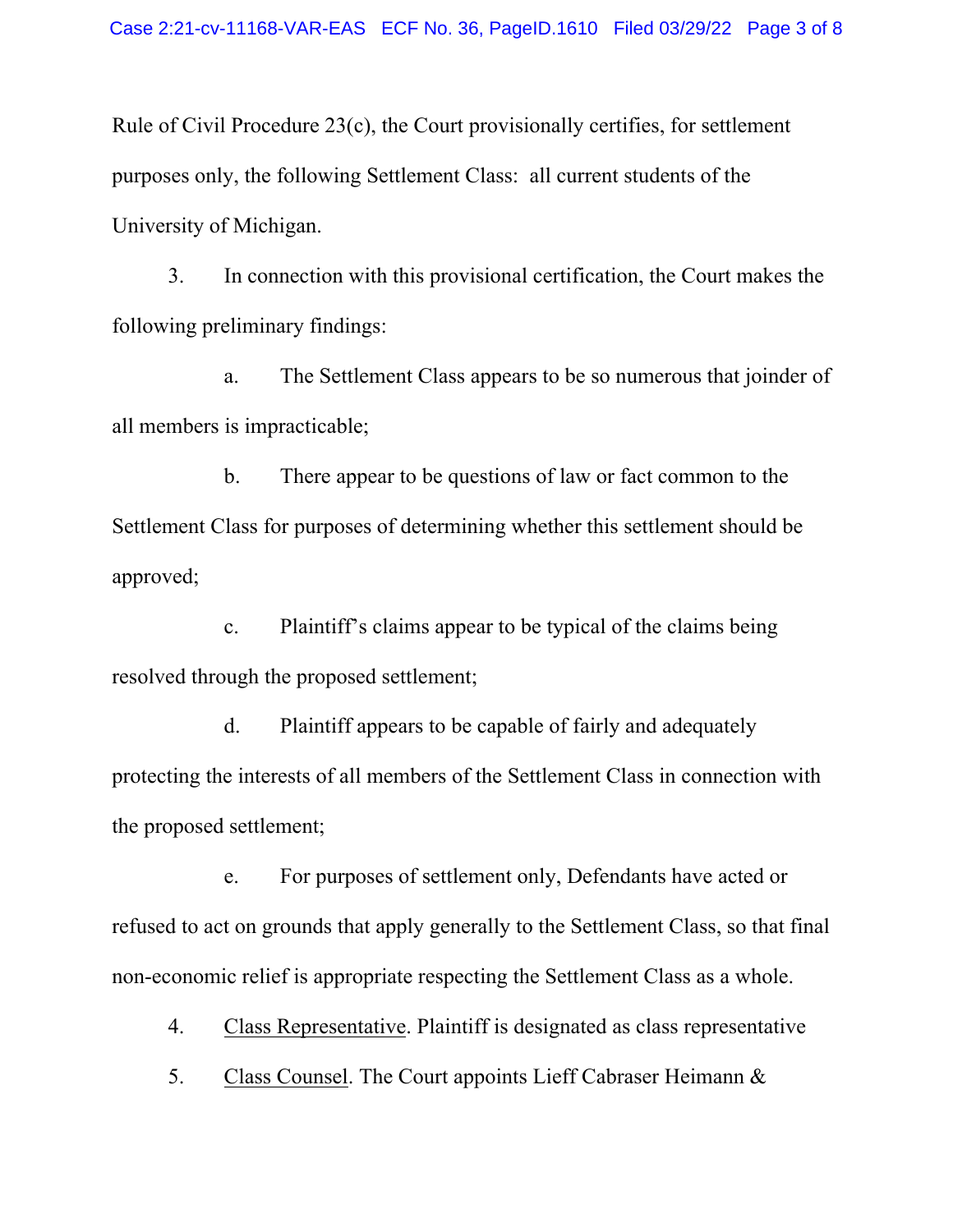Rule of Civil Procedure 23(c), the Court provisionally certifies, for settlement purposes only, the following Settlement Class: all current students of the University of Michigan.

3. In connection with this provisional certification, the Court makes the following preliminary findings:

a. The Settlement Class appears to be so numerous that joinder of all members is impracticable;

b. There appear to be questions of law or fact common to the Settlement Class for purposes of determining whether this settlement should be approved;

c. Plaintiff's claims appear to be typical of the claims being resolved through the proposed settlement;

d. Plaintiff appears to be capable of fairly and adequately protecting the interests of all members of the Settlement Class in connection with the proposed settlement;

e. For purposes of settlement only, Defendants have acted or refused to act on grounds that apply generally to the Settlement Class, so that final non-economic relief is appropriate respecting the Settlement Class as a whole.

4. Class Representative. Plaintiff is designated as class representative

5. Class Counsel. The Court appoints Lieff Cabraser Heimann &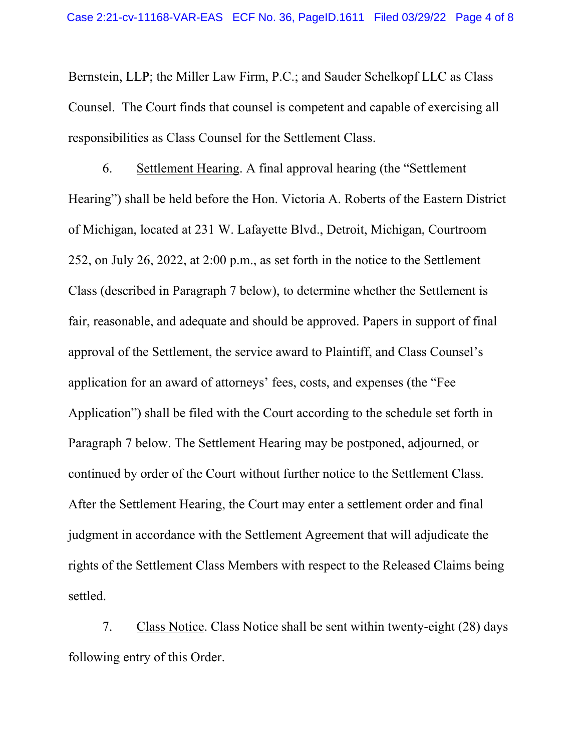Bernstein, LLP; the Miller Law Firm, P.C.; and Sauder Schelkopf LLC as Class Counsel. The Court finds that counsel is competent and capable of exercising all responsibilities as Class Counsel for the Settlement Class.

6. Settlement Hearing. A final approval hearing (the "Settlement Hearing") shall be held before the Hon. Victoria A. Roberts of the Eastern District of Michigan, located at 231 W. Lafayette Blvd., Detroit, Michigan, Courtroom 252, on July 26, 2022, at 2:00 p.m., as set forth in the notice to the Settlement Class (described in Paragraph 7 below), to determine whether the Settlement is fair, reasonable, and adequate and should be approved. Papers in support of final approval of the Settlement, the service award to Plaintiff, and Class Counsel's application for an award of attorneys' fees, costs, and expenses (the "Fee Application") shall be filed with the Court according to the schedule set forth in Paragraph 7 below. The Settlement Hearing may be postponed, adjourned, or continued by order of the Court without further notice to the Settlement Class. After the Settlement Hearing, the Court may enter a settlement order and final judgment in accordance with the Settlement Agreement that will adjudicate the rights of the Settlement Class Members with respect to the Released Claims being settled.

7. Class Notice. Class Notice shall be sent within twenty-eight (28) days following entry of this Order.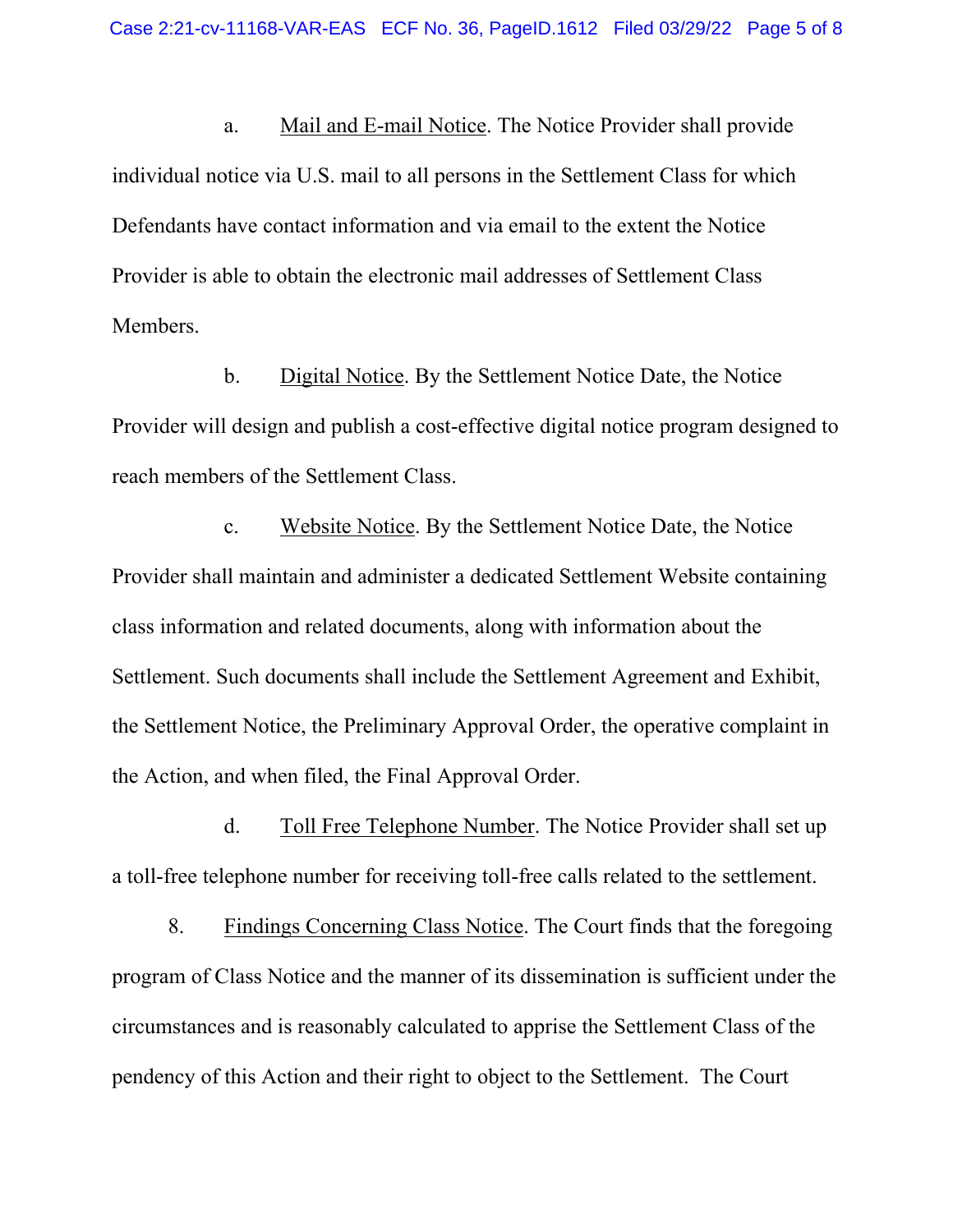a. Mail and E-mail Notice. The Notice Provider shall provide individual notice via U.S. mail to all persons in the Settlement Class for which Defendants have contact information and via email to the extent the Notice Provider is able to obtain the electronic mail addresses of Settlement Class Members.

b. Digital Notice. By the Settlement Notice Date, the Notice Provider will design and publish a cost-effective digital notice program designed to reach members of the Settlement Class.

c. Website Notice. By the Settlement Notice Date, the Notice Provider shall maintain and administer a dedicated Settlement Website containing class information and related documents, along with information about the Settlement. Such documents shall include the Settlement Agreement and Exhibit, the Settlement Notice, the Preliminary Approval Order, the operative complaint in the Action, and when filed, the Final Approval Order.

d. Toll Free Telephone Number. The Notice Provider shall set up a toll-free telephone number for receiving toll-free calls related to the settlement.

8. Findings Concerning Class Notice. The Court finds that the foregoing program of Class Notice and the manner of its dissemination is sufficient under the circumstances and is reasonably calculated to apprise the Settlement Class of the pendency of this Action and their right to object to the Settlement. The Court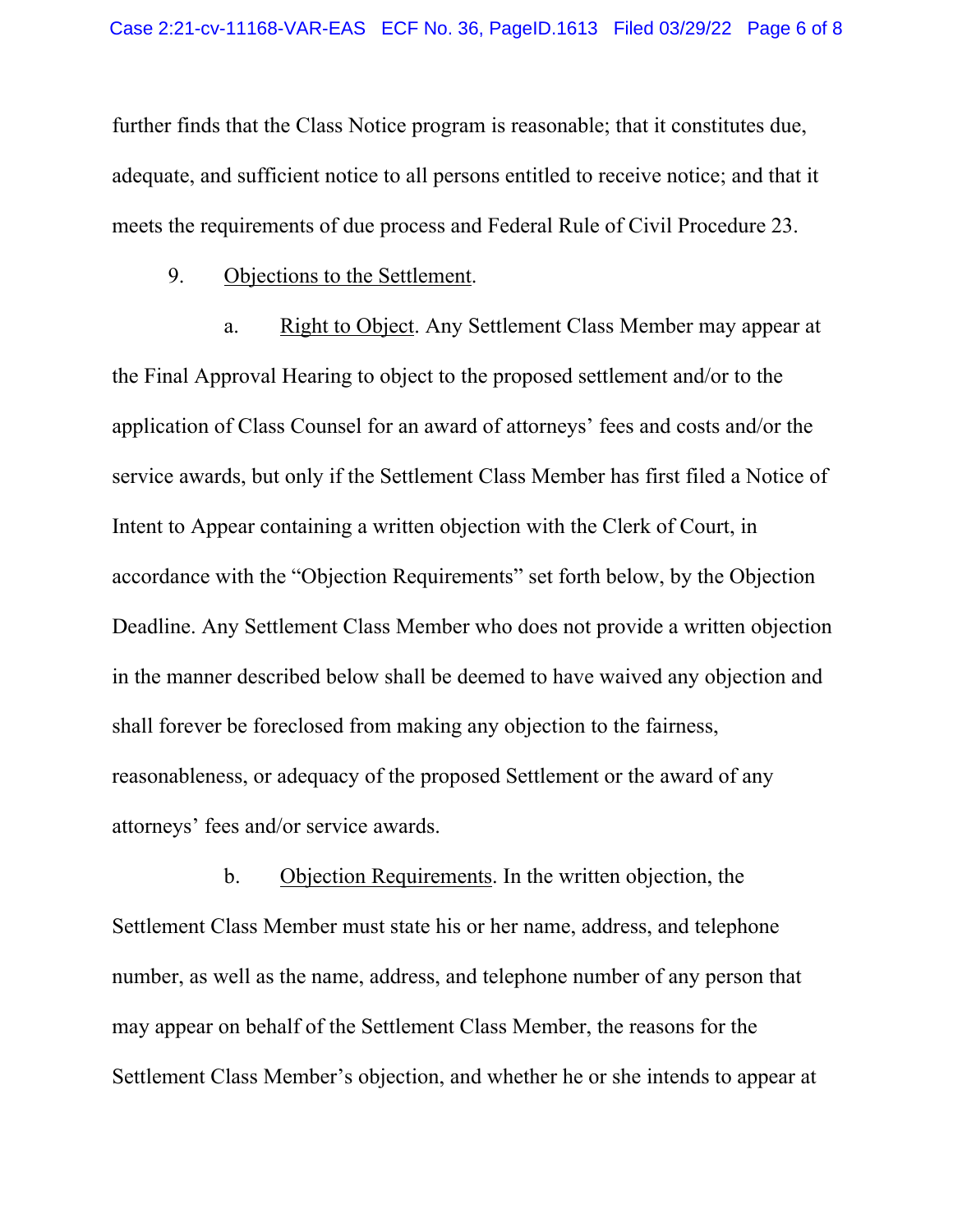further finds that the Class Notice program is reasonable; that it constitutes due, adequate, and sufficient notice to all persons entitled to receive notice; and that it meets the requirements of due process and Federal Rule of Civil Procedure 23.

9. Objections to the Settlement.

a. Right to Object. Any Settlement Class Member may appear at the Final Approval Hearing to object to the proposed settlement and/or to the application of Class Counsel for an award of attorneys' fees and costs and/or the service awards, but only if the Settlement Class Member has first filed a Notice of Intent to Appear containing a written objection with the Clerk of Court, in accordance with the "Objection Requirements" set forth below, by the Objection Deadline. Any Settlement Class Member who does not provide a written objection in the manner described below shall be deemed to have waived any objection and shall forever be foreclosed from making any objection to the fairness, reasonableness, or adequacy of the proposed Settlement or the award of any attorneys' fees and/or service awards.

b. Objection Requirements. In the written objection, the Settlement Class Member must state his or her name, address, and telephone number, as well as the name, address, and telephone number of any person that may appear on behalf of the Settlement Class Member, the reasons for the Settlement Class Member's objection, and whether he or she intends to appear at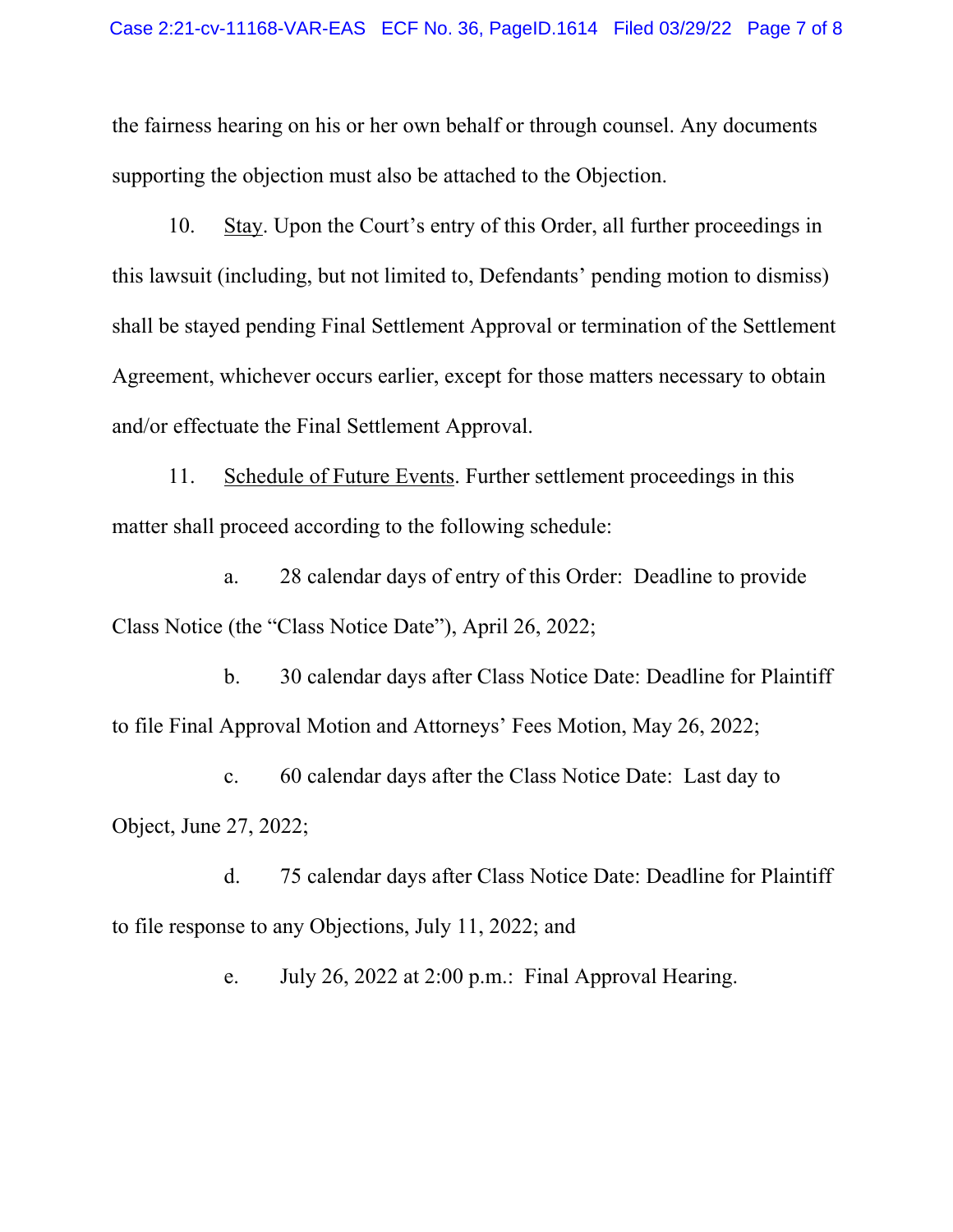the fairness hearing on his or her own behalf or through counsel. Any documents supporting the objection must also be attached to the Objection.

10. Stay. Upon the Court's entry of this Order, all further proceedings in this lawsuit (including, but not limited to, Defendants' pending motion to dismiss) shall be stayed pending Final Settlement Approval or termination of the Settlement Agreement, whichever occurs earlier, except for those matters necessary to obtain and/or effectuate the Final Settlement Approval.

11. Schedule of Future Events. Further settlement proceedings in this matter shall proceed according to the following schedule:

a. 28 calendar days of entry of this Order: Deadline to provide Class Notice (the "Class Notice Date"), April 26, 2022;

b. 30 calendar days after Class Notice Date: Deadline for Plaintiff to file Final Approval Motion and Attorneys' Fees Motion, May 26, 2022;

c. 60 calendar days after the Class Notice Date: Last day to Object, June 27, 2022;

d. 75 calendar days after Class Notice Date: Deadline for Plaintiff to file response to any Objections, July 11, 2022; and

e. July 26, 2022 at 2:00 p.m.: Final Approval Hearing.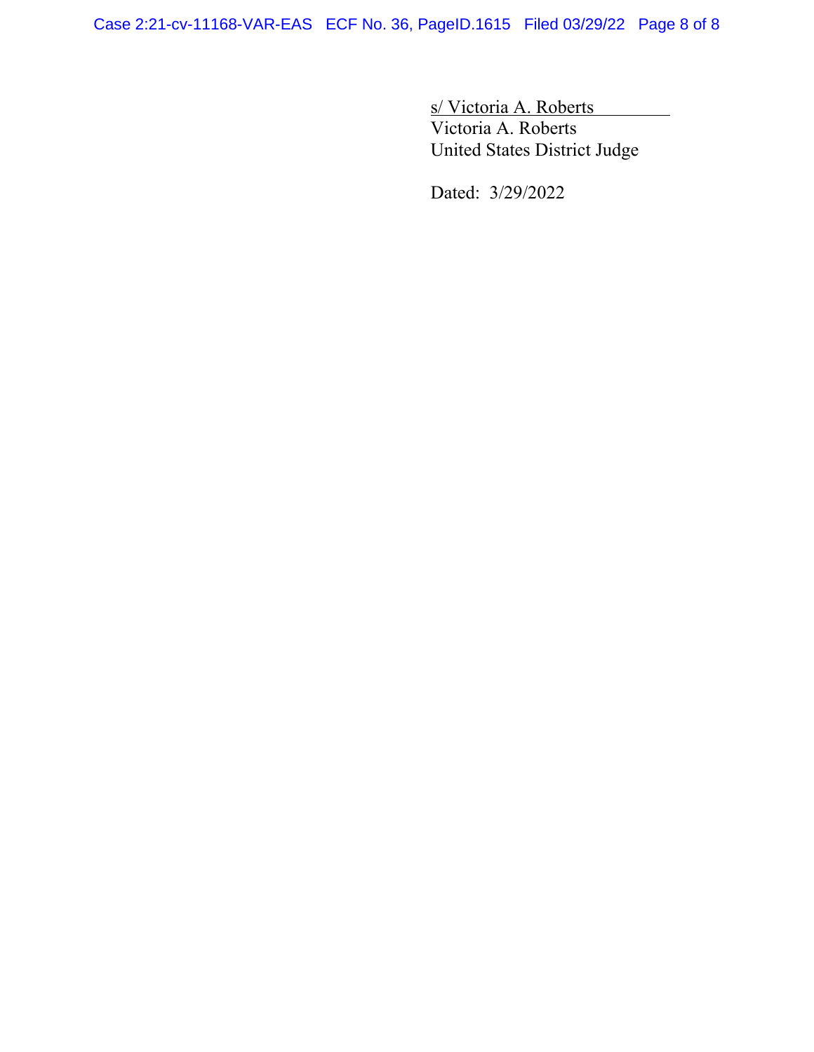s/ Victoria A. Roberts  
Victoria A. Roberts  
United States District Judge

Dated: 3/29/2022